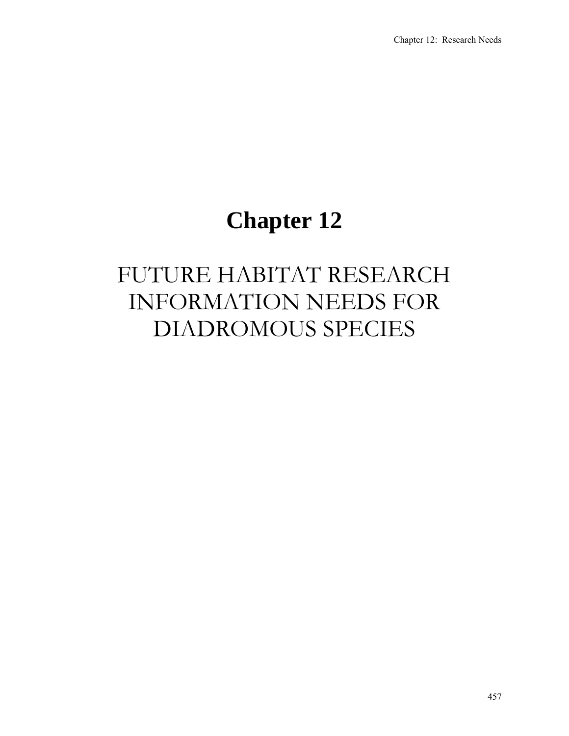# Chapter 12

## FUTURE HABITAT RESEARCH INFORMATION NEEDS FOR DIADROMOUS SPECIES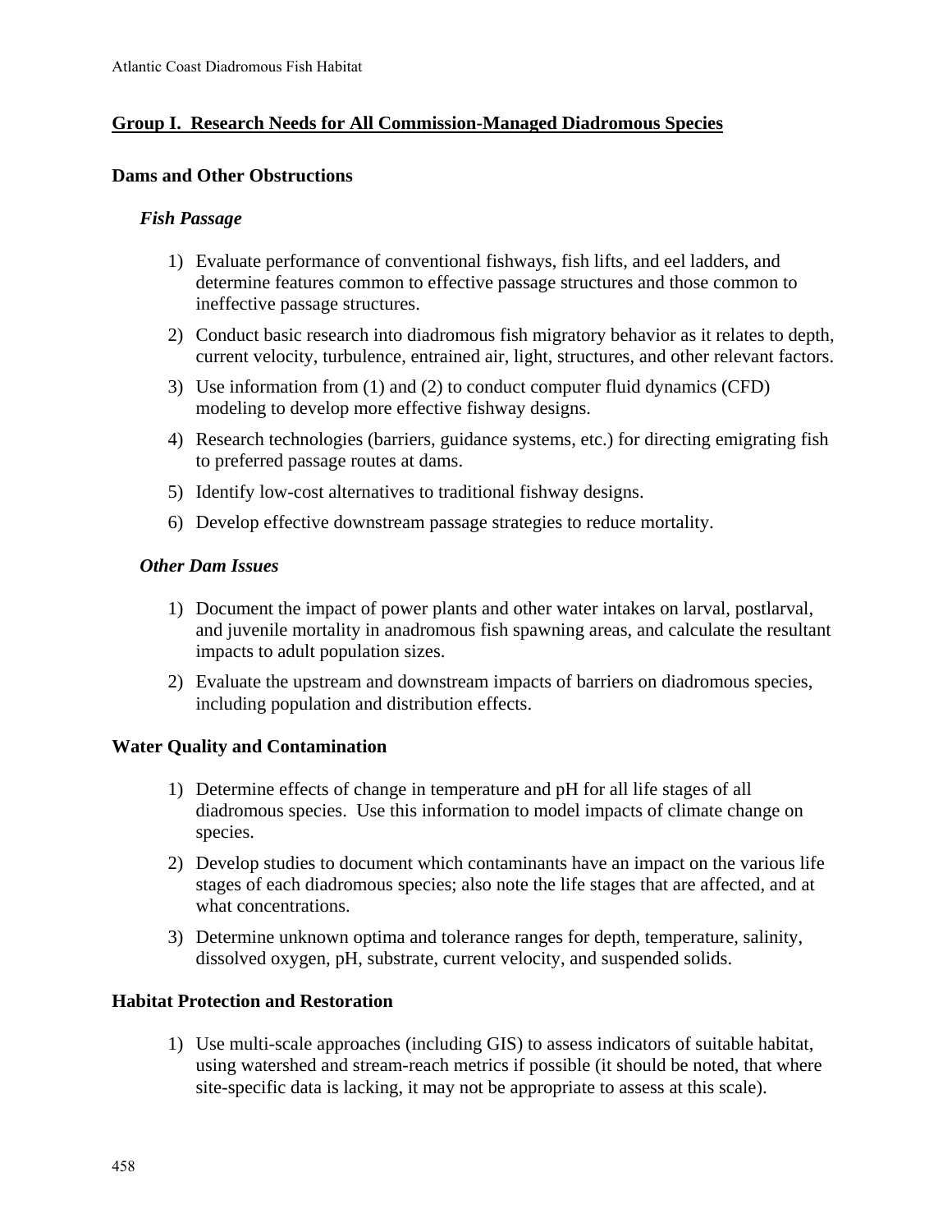## Group I. Research Needs for All Commission-Managed Diadromous Species

### Dams and Other Obstructions

#### *Fish Passage*

1) Evaluate performance of conventional fishways, fish lifts, and eel ladders, and determine features common to effective passage structures and those common to ineffective passage structures.
2) Conduct basic research into diadromous fish migratory behavior as it relates to depth, current velocity, turbulence, entrained air, light, structures, and other relevant factors.
3) Use information from (1) and (2) to conduct computer fluid dynamics (CFD) modeling to develop more effective fishway designs.
4) Research technologies (barriers, guidance systems, etc.) for directing emigrating fish to preferred passage routes at dams.
5) Identify low-cost alternatives to traditional fishway designs.
6) Develop effective downstream passage strategies to reduce mortality.

#### *Other Dam Issues*

1) Document the impact of power plants and other water intakes on larval, postlarval, and juvenile mortality in anadromous fish spawning areas, and calculate the resultant impacts to adult population sizes.
2) Evaluate the upstream and downstream impacts of barriers on diadromous species, including population and distribution effects.

### Water Quality and Contamination

1) Determine effects of change in temperature and pH for all life stages of all diadromous species. Use this information to model impacts of climate change on species.
2) Develop studies to document which contaminants have an impact on the various life stages of each diadromous species; also note the life stages that are affected, and at what concentrations.
3) Determine unknown optima and tolerance ranges for depth, temperature, salinity, dissolved oxygen, pH, substrate, current velocity, and suspended solids.

### Habitat Protection and Restoration

1) Use multi-scale approaches (including GIS) to assess indicators of suitable habitat, using watershed and stream-reach metrics if possible (it should be noted, that where site-specific data is lacking, it may not be appropriate to assess at this scale).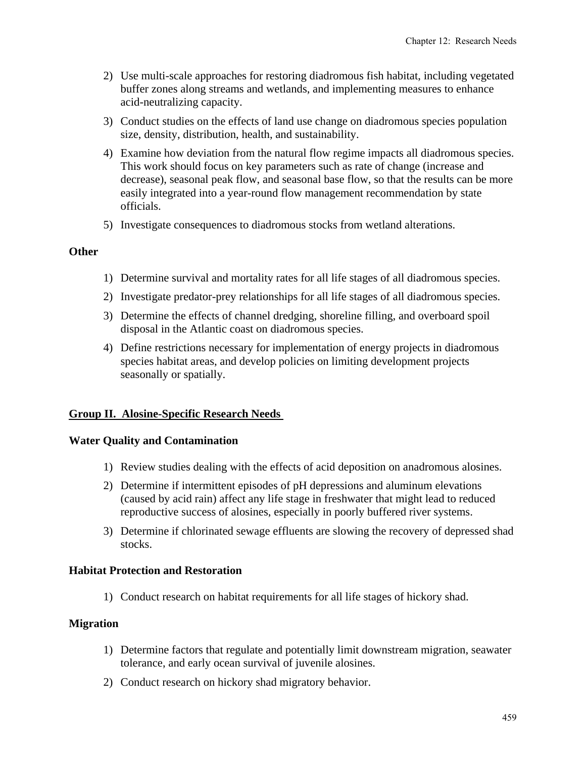2) Use multi-scale approaches for restoring diadromous fish habitat, including vegetated buffer zones along streams and wetlands, and implementing measures to enhance acid-neutralizing capacity.
3) Conduct studies on the effects of land use change on diadromous species population size, density, distribution, health, and sustainability.
4) Examine how deviation from the natural flow regime impacts all diadromous species. This work should focus on key parameters such as rate of change (increase and decrease), seasonal peak flow, and seasonal base flow, so that the results can be more easily integrated into a year-round flow management recommendation by state officials.
5) Investigate consequences to diadromous stocks from wetland alterations.

**Other**

1) Determine survival and mortality rates for all life stages of all diadromous species.
2) Investigate predator-prey relationships for all life stages of all diadromous species.
3) Determine the effects of channel dredging, shoreline filling, and overboard spoil disposal in the Atlantic coast on diadromous species.
4) Define restrictions necessary for implementation of energy projects in diadromous species habitat areas, and develop policies on limiting development projects seasonally or spatially.

## Group II. Alosine-Specific Research Needs

**Water Quality and Contamination**

1) Review studies dealing with the effects of acid deposition on anadromous alosines.
2) Determine if intermittent episodes of pH depressions and aluminum elevations (caused by acid rain) affect any life stage in freshwater that might lead to reduced reproductive success of alosines, especially in poorly buffered river systems.
3) Determine if chlorinated sewage effluents are slowing the recovery of depressed shad stocks.

**Habitat Protection and Restoration**

1) Conduct research on habitat requirements for all life stages of hickory shad.

**Migration**

1) Determine factors that regulate and potentially limit downstream migration, seawater tolerance, and early ocean survival of juvenile alosines.
2) Conduct research on hickory shad migratory behavior.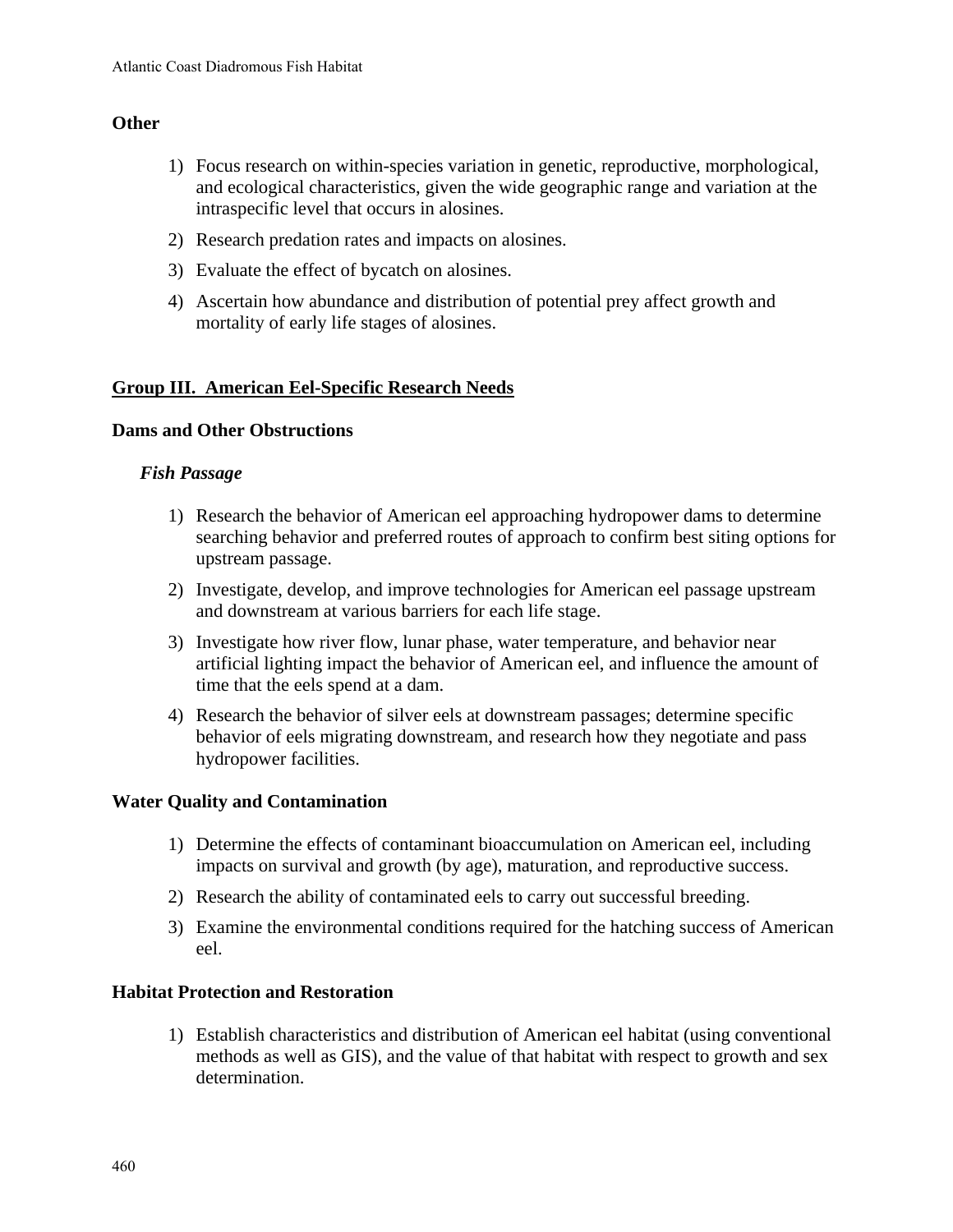**Other**

1) Focus research on within-species variation in genetic, reproductive, morphological, and ecological characteristics, given the wide geographic range and variation at the intraspecific level that occurs in alosines.
2) Research predation rates and impacts on alosines.
3) Evaluate the effect of bycatch on alosines.
4) Ascertain how abundance and distribution of potential prey affect growth and mortality of early life stages of alosines.

## Group III. American Eel-Specific Research Needs

### Dams and Other Obstructions

#### *Fish Passage*

1) Research the behavior of American eel approaching hydropower dams to determine searching behavior and preferred routes of approach to confirm best siting options for upstream passage.
2) Investigate, develop, and improve technologies for American eel passage upstream and downstream at various barriers for each life stage.
3) Investigate how river flow, lunar phase, water temperature, and behavior near artificial lighting impact the behavior of American eel, and influence the amount of time that the eels spend at a dam.
4) Research the behavior of silver eels at downstream passages; determine specific behavior of eels migrating downstream, and research how they negotiate and pass hydropower facilities.

### Water Quality and Contamination

1) Determine the effects of contaminant bioaccumulation on American eel, including impacts on survival and growth (by age), maturation, and reproductive success.
2) Research the ability of contaminated eels to carry out successful breeding.
3) Examine the environmental conditions required for the hatching success of American eel.

### Habitat Protection and Restoration

1) Establish characteristics and distribution of American eel habitat (using conventional methods as well as GIS), and the value of that habitat with respect to growth and sex determination.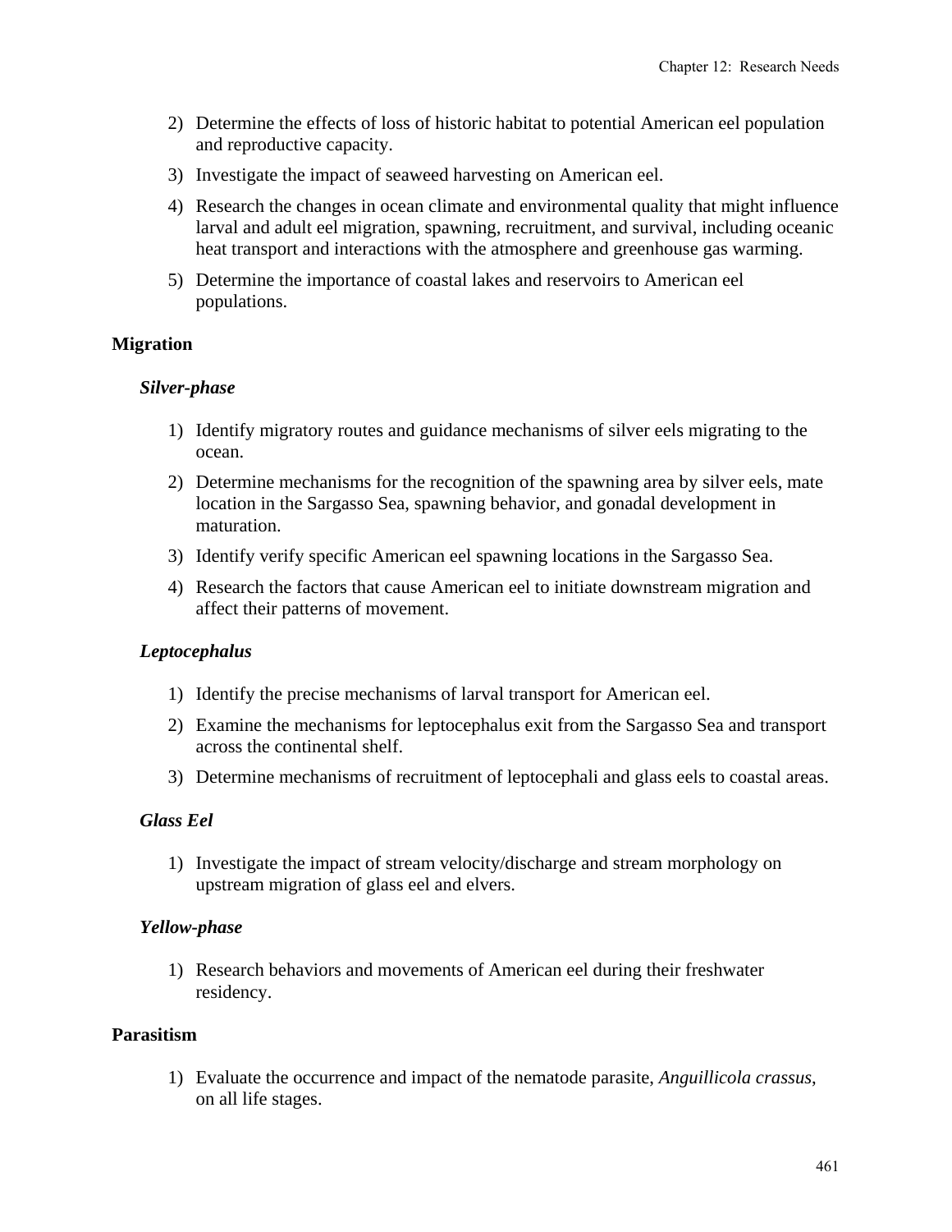2) Determine the effects of loss of historic habitat to potential American eel population and reproductive capacity.
3) Investigate the impact of seaweed harvesting on American eel.
4) Research the changes in ocean climate and environmental quality that might influence larval and adult eel migration, spawning, recruitment, and survival, including oceanic heat transport and interactions with the atmosphere and greenhouse gas warming.
5) Determine the importance of coastal lakes and reservoirs to American eel populations.

## Migration

### *Silver-phase*

1) Identify migratory routes and guidance mechanisms of silver eels migrating to the ocean.
2) Determine mechanisms for the recognition of the spawning area by silver eels, mate location in the Sargasso Sea, spawning behavior, and gonadal development in maturation.
3) Identify verify specific American eel spawning locations in the Sargasso Sea.
4) Research the factors that cause American eel to initiate downstream migration and affect their patterns of movement.

### *Leptocephalus*

1) Identify the precise mechanisms of larval transport for American eel.
2) Examine the mechanisms for leptocephalus exit from the Sargasso Sea and transport across the continental shelf.
3) Determine mechanisms of recruitment of leptocephali and glass eels to coastal areas.

### *Glass Eel*

1) Investigate the impact of stream velocity/discharge and stream morphology on upstream migration of glass eel and elvers.

### *Yellow-phase*

1) Research behaviors and movements of American eel during their freshwater residency.

## Parasitism

1) Evaluate the occurrence and impact of the nematode parasite, *Anguillicola crassus*, on all life stages.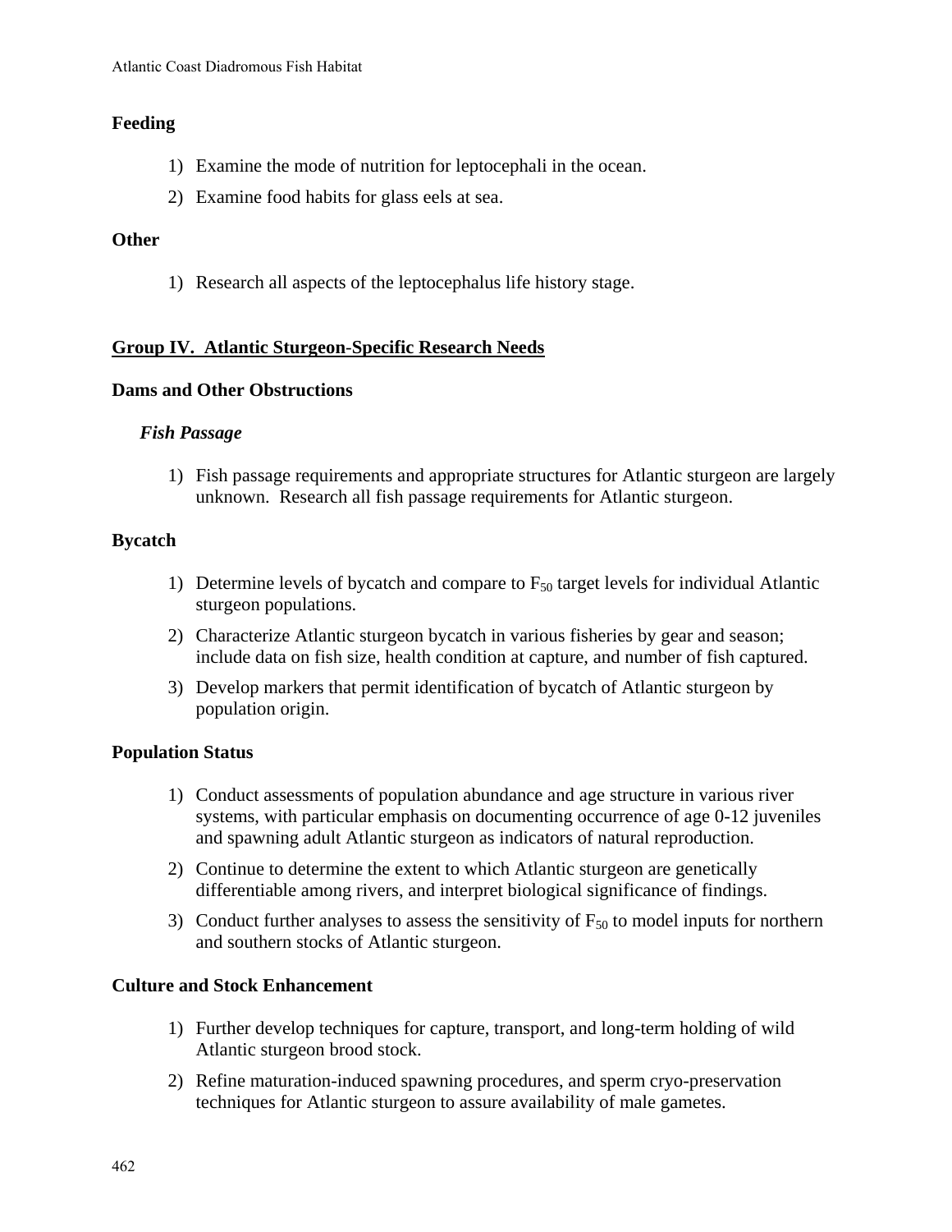**Feeding**

1) Examine the mode of nutrition for leptocephali in the ocean.
2) Examine food habits for glass eels at sea.

**Other**

1) Research all aspects of the leptocephalus life history stage.

## Group IV. Atlantic Sturgeon-Specific Research Needs

**Dams and Other Obstructions**

***Fish Passage***

1) Fish passage requirements and appropriate structures for Atlantic sturgeon are largely unknown. Research all fish passage requirements for Atlantic sturgeon.

**Bycatch**

1) Determine levels of bycatch and compare to $F_{50}$ target levels for individual Atlantic sturgeon populations.
2) Characterize Atlantic sturgeon bycatch in various fisheries by gear and season; include data on fish size, health condition at capture, and number of fish captured.
3) Develop markers that permit identification of bycatch of Atlantic sturgeon by population origin.

**Population Status**

1) Conduct assessments of population abundance and age structure in various river systems, with particular emphasis on documenting occurrence of age 0-12 juveniles and spawning adult Atlantic sturgeon as indicators of natural reproduction.
2) Continue to determine the extent to which Atlantic sturgeon are genetically differentiable among rivers, and interpret biological significance of findings.
3) Conduct further analyses to assess the sensitivity of $F_{50}$ to model inputs for northern and southern stocks of Atlantic sturgeon.

**Culture and Stock Enhancement**

1) Further develop techniques for capture, transport, and long-term holding of wild Atlantic sturgeon brood stock.
2) Refine maturation-induced spawning procedures, and sperm cryo-preservation techniques for Atlantic sturgeon to assure availability of male gametes.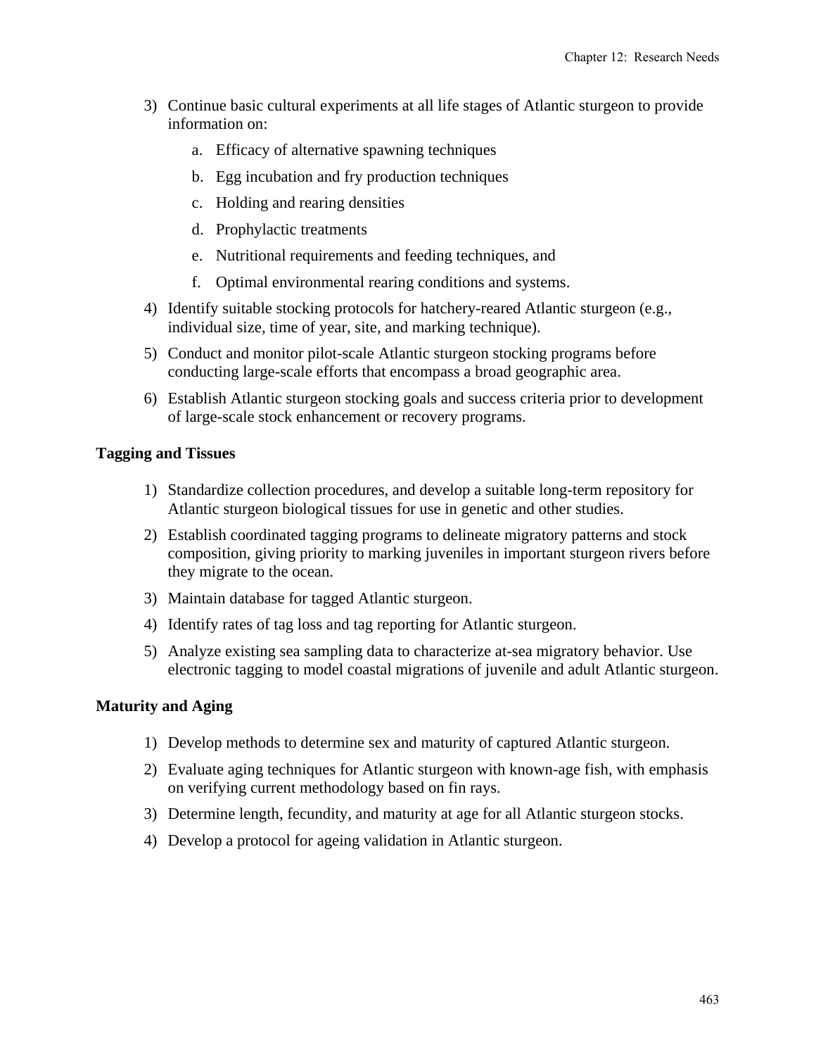3) Continue basic cultural experiments at all life stages of Atlantic sturgeon to provide information on:
    a. Efficacy of alternative spawning techniques
    b. Egg incubation and fry production techniques
    c. Holding and rearing densities
    d. Prophylactic treatments
    e. Nutritional requirements and feeding techniques, and
    f. Optimal environmental rearing conditions and systems.
4) Identify suitable stocking protocols for hatchery-reared Atlantic sturgeon (e.g., individual size, time of year, site, and marking technique).
5) Conduct and monitor pilot-scale Atlantic sturgeon stocking programs before conducting large-scale efforts that encompass a broad geographic area.
6) Establish Atlantic sturgeon stocking goals and success criteria prior to development of large-scale stock enhancement or recovery programs.

**Tagging and Tissues**

1) Standardize collection procedures, and develop a suitable long-term repository for Atlantic sturgeon biological tissues for use in genetic and other studies.
2) Establish coordinated tagging programs to delineate migratory patterns and stock composition, giving priority to marking juveniles in important sturgeon rivers before they migrate to the ocean.
3) Maintain database for tagged Atlantic sturgeon.
4) Identify rates of tag loss and tag reporting for Atlantic sturgeon.
5) Analyze existing sea sampling data to characterize at-sea migratory behavior. Use electronic tagging to model coastal migrations of juvenile and adult Atlantic sturgeon.

**Maturity and Aging**

1) Develop methods to determine sex and maturity of captured Atlantic sturgeon.
2) Evaluate aging techniques for Atlantic sturgeon with known-age fish, with emphasis on verifying current methodology based on fin rays.
3) Determine length, fecundity, and maturity at age for all Atlantic sturgeon stocks.
4) Develop a protocol for ageing validation in Atlantic sturgeon.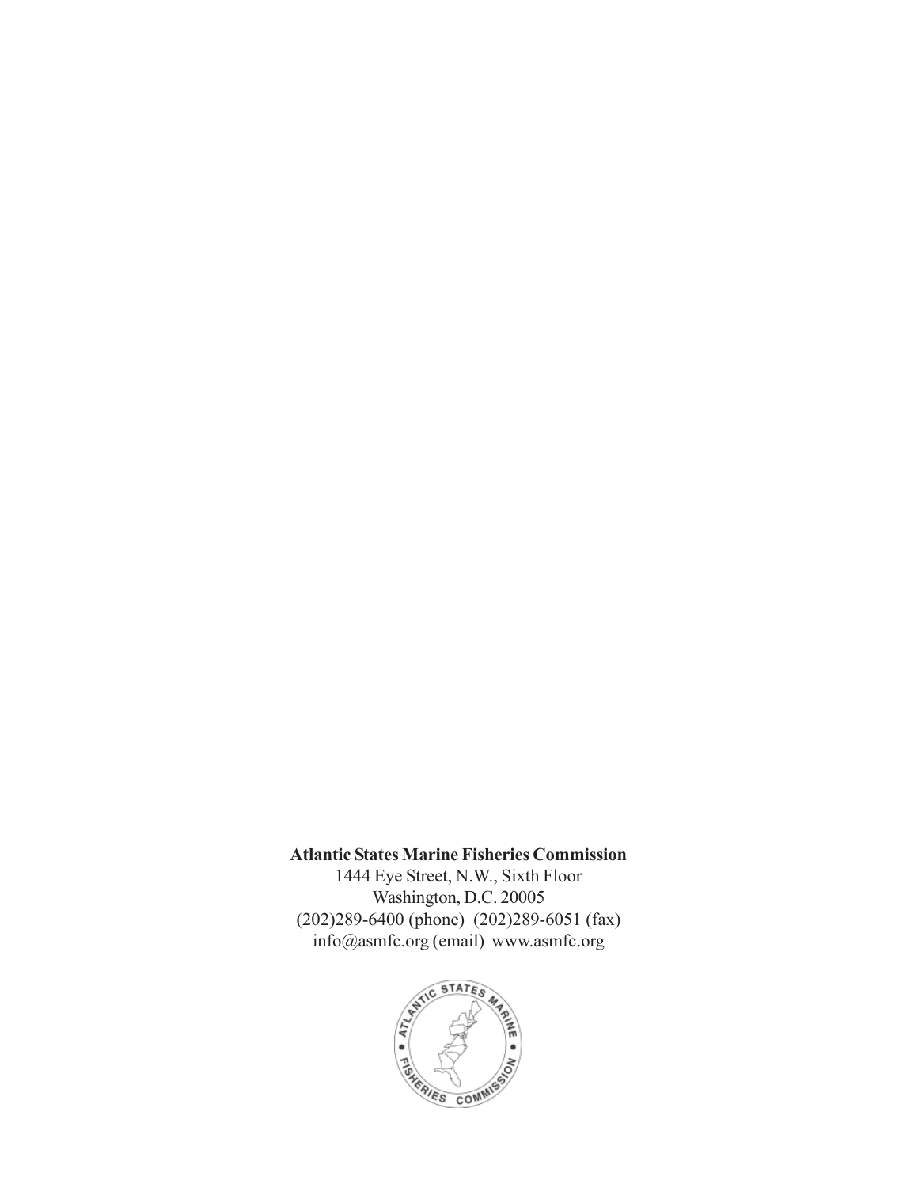**Atlantic States Marine Fisheries Commission**

1444 Eye Street, N.W., Sixth Floor
Washington, D.C. 20005
(202)289-6400 (phone) (202)289-6051 (fax)
info@asmfc.org (email) www.asmfc.org